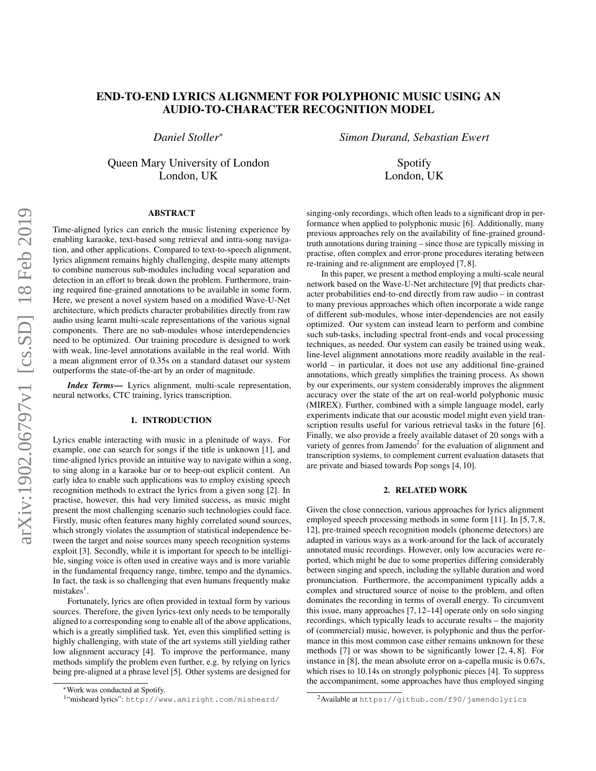# END-TO-END LYRICS ALIGNMENT FOR POLYPHONIC MUSIC USING AN AUDIO-TO-CHARACTER RECOGNITION MODEL

*Daniel Stoller*[*]

Queen Mary University of London
London, UK

*Simon Durand, Sebastian Ewert*

Spotify
London, UK

## ABSTRACT

Time-aligned lyrics can enrich the music listening experience by enabling karaoke, text-based song retrieval and intra-song navigation, and other applications. Compared to text-to-speech alignment, lyrics alignment remains highly challenging, despite many attempts to combine numerous sub-modules including vocal separation and detection in an effort to break down the problem. Furthermore, training required fine-grained annotations to be available in some form. Here, we present a novel system based on a modified Wave-U-Net architecture, which predicts character probabilities directly from raw audio using learnt multi-scale representations of the various signal components. There are no sub-modules whose interdependencies need to be optimized. Our training procedure is designed to work with weak, line-level annotations available in the real world. With a mean alignment error of 0.35s on a standard dataset our system outperforms the state-of-the-art by an order of magnitude.

***Index Terms***— Lyrics alignment, multi-scale representation, neural networks, CTC training, lyrics transcription.

## 1. INTRODUCTION

Lyrics enable interacting with music in a plenitude of ways. For example, one can search for songs if the title is unknown [1], and time-aligned lyrics provide an intuitive way to navigate within a song, to sing along in a karaoke bar or to beep-out explicit content. An early idea to enable such applications was to employ existing speech recognition methods to extract the lyrics from a given song [2]. In practise, however, this had very limited success, as music might present the most challenging scenario such technologies could face. Firstly, music often features many highly correlated sound sources, which strongly violates the assumption of statistical independence between the target and noise sources many speech recognition systems exploit [3]. Secondly, while it is important for speech to be intelligible, singing voice is often used in creative ways and is more variable in the fundamental frequency range, timbre, tempo and the dynamics. In fact, the task is so challenging that even humans frequently make mistakes[1].

Fortunately, lyrics are often provided in textual form by various sources. Therefore, the given lyrics-text only needs to be temporally aligned to a corresponding song to enable all of the above applications, which is a greatly simplified task. Yet, even this simplified setting is highly challenging, with state of the art systems still yielding rather low alignment accuracy [4]. To improve the performance, many methods simplify the problem even further, e.g. by relying on lyrics being pre-aligned at a phrase level [5]. Other systems are designed for singing-only recordings, which often leads to a significant drop in performance when applied to polyphonic music [6]. Additionally, many previous approaches rely on the availability of fine-grained ground-truth annotations during training – since those are typically missing in practise, often complex and error-prone procedures iterating between re-training and re-alignment are employed [7, 8].

In this paper, we present a method employing a multi-scale neural network based on the Wave-U-Net architecture [9] that predicts character probabilities end-to-end directly from raw audio – in contrast to many previous approaches which often incorporate a wide range of different sub-modules, whose inter-dependencies are not easily optimized. Our system can instead learn to perform and combine such sub-tasks, including spectral front-ends and vocal processing techniques, as needed. Our system can easily be trained using weak, line-level alignment annotations more readily available in the real-world – in particular, it does not use any additional fine-grained annotations, which greatly simplifies the training process. As shown by our experiments, our system considerably improves the alignment accuracy over the state of the art on real-world polyphonic music (MIREX). Further, combined with a simple language model, early experiments indicate that our acoustic model might even yield transcription results useful for various retrieval tasks in the future [6]. Finally, we also provide a freely available dataset of 20 songs with a variety of genres from Jamendo[2] for the evaluation of alignment and transcription systems, to complement current evaluation datasets that are private and biased towards Pop songs [4, 10].

## 2. RELATED WORK

Given the close connection, various approaches for lyrics alignment employed speech processing methods in some form [11]. In [5, 7, 8, 12], pre-trained speech recognition models (phoneme detectors) are adapted in various ways as a work-around for the lack of accurately annotated music recordings. However, only low accuracies were reported, which might be due to some properties differing considerably between singing and speech, including the syllable duration and word pronunciation. Furthermore, the accompaniment typically adds a complex and structured source of noise to the problem, and often dominates the recording in terms of overall energy. To circumvent this issue, many approaches [7, 12–14] operate only on solo singing recordings, which typically leads to accurate results – the majority of (commercial) music, however, is polyphonic and thus the performance in this most common case either remains unknown for these methods [7] or was shown to be significantly lower [2, 4, 8]. For instance in [8], the mean absolute error on a-capella music is 0.67s, which rises to 10.14s on strongly polyphonic pieces [4]. To suppress the accompaniment, some approaches have thus employed singing

[*] Work was conducted at Spotify.

[1] "misheard lyrics": http://www.amiright.com/misheard/

[2] Available at https://github.com/f90/jamendolyrics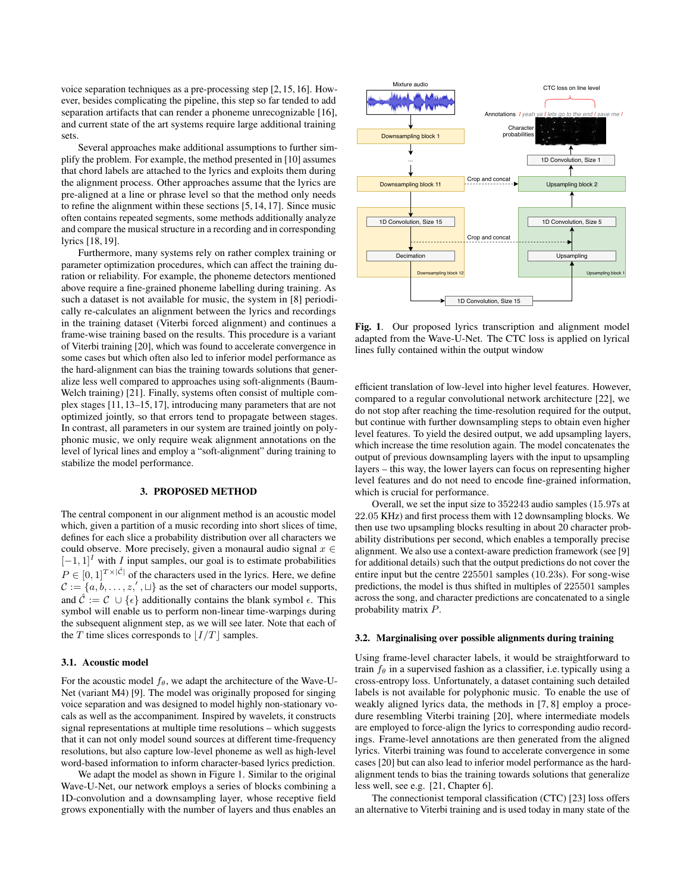voice separation techniques as a pre-processing step [2, 15, 16]. However, besides complicating the pipeline, this step so far tended to add separation artifacts that can render a phoneme unrecognizable [16], and current state of the art systems require large additional training sets.

Several approaches make additional assumptions to further simplify the problem. For example, the method presented in [10] assumes that chord labels are attached to the lyrics and exploits them during the alignment process. Other approaches assume that the lyrics are pre-aligned at a line or phrase level so that the method only needs to refine the alignment within these sections [5, 14, 17]. Since music often contains repeated segments, some methods additionally analyze and compare the musical structure in a recording and in corresponding lyrics [18, 19].

Furthermore, many systems rely on rather complex training or parameter optimization procedures, which can affect the training duration or reliability. For example, the phoneme detectors mentioned above require a fine-grained phoneme labelling during training. As such a dataset is not available for music, the system in [8] periodically re-calculates an alignment between the lyrics and recordings in the training dataset (Viterbi forced alignment) and continues a frame-wise training based on the results. This procedure is a variant of Viterbi training [20], which was found to accelerate convergence in some cases but which often also led to inferior model performance as the hard-alignment can bias the training towards solutions that generalize less well compared to approaches using soft-alignments (Baum-Welch training) [21]. Finally, systems often consist of multiple complex stages [11, 13–15, 17], introducing many parameters that are not optimized jointly, so that errors tend to propagate between stages. In contrast, all parameters in our system are trained jointly on polyphonic music, we only require weak alignment annotations on the level of lyrical lines and employ a "soft-alignment" during training to stabilize the model performance.

## 3. PROPOSED METHOD

The central component in our alignment method is an acoustic model which, given a partition of a music recording into short slices of time, defines for each slice a probability distribution over all characters we could observe. More precisely, given a monaural audio signal $x \in [-1, 1]^I$ with $I$ input samples, our goal is to estimate probabilities $P \in [0, 1]^{T \times |\hat{\mathcal{C}}|}$ of the characters used in the lyrics. Here, we define $\mathcal{C} := \{a, b, \ldots, z, ', \sqcup\}$ as the set of characters our model supports, and $\hat{\mathcal{C}} := \mathcal{C} \cup \{\epsilon\}$ additionally contains the blank symbol $\epsilon$. This symbol will enable us to perform non-linear time-warpings during the subsequent alignment step, as we will see later. Note that each of the $T$ time slices corresponds to $\lfloor I/T \rfloor$ samples.

### 3.1. Acoustic model

For the acoustic model $f_\theta$, we adapt the architecture of the Wave-U-Net (variant M4) [9]. The model was originally proposed for singing voice separation and was designed to model highly non-stationary vocals as well as the accompaniment. Inspired by wavelets, it constructs signal representations at multiple time resolutions – which suggests that it can not only model sound sources at different time-frequency resolutions, but also capture low-level phoneme as well as high-level word-based information to inform character-based lyrics prediction.

We adapt the model as shown in Figure 1. Similar to the original Wave-U-Net, our network employs a series of blocks combining a 1D-convolution and a downsampling layer, whose receptive field grows exponentially with the number of layers and thus enables an efficient translation of low-level into higher level features. However, compared to a regular convolutional network architecture [22], we do not stop after reaching the time-resolution required for the output, but continue with further downsampling steps to obtain even higher level features. To yield the desired output, we add upsampling layers, which increase the time resolution again. The model concatenates the output of previous downsampling layers with the input to upsampling layers – this way, the lower layers can focus on representing higher level features and do not need to encode fine-grained information, which is crucial for performance.

**Fig. 1**. Our proposed lyrics transcription and alignment model adapted from the Wave-U-Net. The CTC loss is applied on lyrical lines fully contained within the output window

Overall, we set the input size to 352243 audio samples (15.97s at 22.05 KHz) and first process them with 12 downsampling blocks. We then use two upsampling blocks resulting in about 20 character probability distributions per second, which enables a temporally precise alignment. We also use a context-aware prediction framework (see [9] for additional details) such that the output predictions do not cover the entire input but the centre 225501 samples (10.23s). For song-wise predictions, the model is thus shifted in multiples of 225501 samples across the song, and character predictions are concatenated to a single probability matrix $P$.

### 3.2. Marginalising over possible alignments during training

Using frame-level character labels, it would be straightforward to train $f_\theta$ in a supervised fashion as a classifier, i.e. typically using a cross-entropy loss. Unfortunately, a dataset containing such detailed labels is not available for polyphonic music. To enable the use of weakly aligned lyrics data, the methods in [7, 8] employ a procedure resembling Viterbi training [20], where intermediate models are employed to force-align the lyrics to corresponding audio recordings. Frame-level annotations are then generated from the aligned lyrics. Viterbi training was found to accelerate convergence in some cases [20] but can also lead to inferior model performance as the hard-alignment tends to bias the training towards solutions that generalize less well, see e.g. [21, Chapter 6].

The connectionist temporal classification (CTC) [23] loss offers an alternative to Viterbi training and is used today in many state of the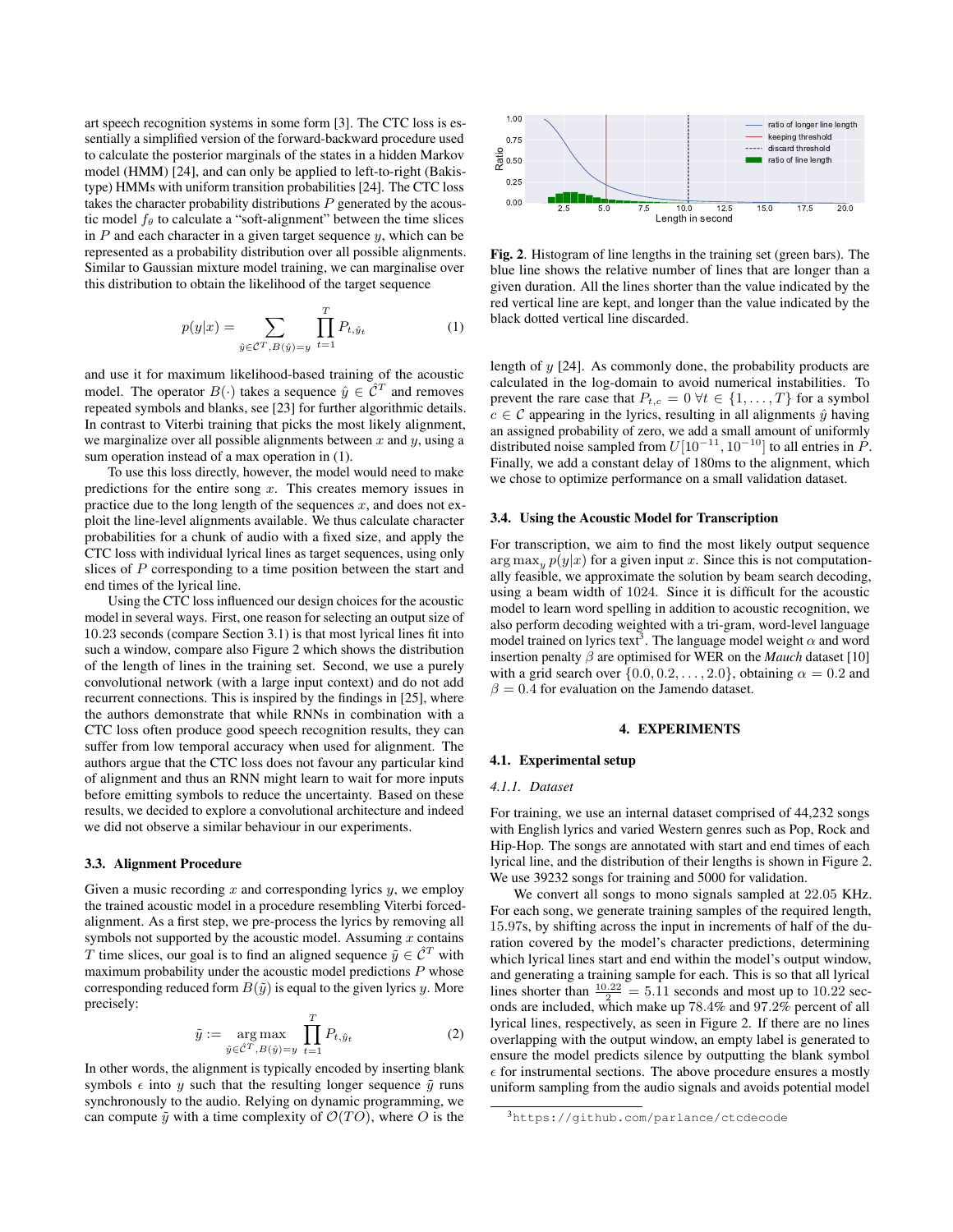art speech recognition systems in some form [3]. The CTC loss is essentially a simplified version of the forward-backward procedure used to calculate the posterior marginals of the states in a hidden Markov model (HMM) [24], and can only be applied to left-to-right (Bakis-type) HMMs with uniform transition probabilities [24]. The CTC loss takes the character probability distributions $P$ generated by the acoustic model $f_\theta$ to calculate a "soft-alignment" between the time slices in $P$ and each character in a given target sequence $y$, which can be represented as a probability distribution over all possible alignments. Similar to Gaussian mixture model training, we can marginalise over this distribution to obtain the likelihood of the target sequence

$$p(y|x) = \sum_{\hat{y} \in \hat{\mathcal{C}}^T, B(\hat{y})=y} \prod_{t=1}^{T} P_{t,\hat{y}_t} \tag{1}$$

and use it for maximum likelihood-based training of the acoustic model. The operator $B(\cdot)$ takes a sequence $\hat{y} \in \hat{\mathcal{C}}^T$ and removes repeated symbols and blanks, see [23] for further algorithmic details. In contrast to Viterbi training that picks the most likely alignment, we marginalize over all possible alignments between $x$ and $y$, using a sum operation instead of a max operation in (1).

To use this loss directly, however, the model would need to make predictions for the entire song $x$. This creates memory issues in practice due to the long length of the sequences $x$, and does not exploit the line-level alignments available. We thus calculate character probabilities for a chunk of audio with a fixed size, and apply the CTC loss with individual lyrical lines as target sequences, using only slices of $P$ corresponding to a time position between the start and end times of the lyrical line.

Using the CTC loss influenced our design choices for the acoustic model in several ways. First, one reason for selecting an output size of 10.23 seconds (compare Section 3.1) is that most lyrical lines fit into such a window, compare also Figure 2 which shows the distribution of the length of lines in the training set. Second, we use a purely convolutional network (with a large input context) and do not add recurrent connections. This is inspired by the findings in [25], where the authors demonstrate that while RNNs in combination with a CTC loss often produce good speech recognition results, they can suffer from low temporal accuracy when used for alignment. The authors argue that the CTC loss does not favour any particular kind of alignment and thus an RNN might learn to wait for more inputs before emitting symbols to reduce the uncertainty. Based on these results, we decided to explore a convolutional architecture and indeed we did not observe a similar behaviour in our experiments.

### 3.3. Alignment Procedure

Given a music recording $x$ and corresponding lyrics $y$, we employ the trained acoustic model in a procedure resembling Viterbi forced-alignment. As a first step, we pre-process the lyrics by removing all symbols not supported by the acoustic model. Assuming $x$ contains $T$ time slices, our goal is to find an aligned sequence $\tilde{y} \in \hat{\mathcal{C}}^T$ with maximum probability under the acoustic model predictions $P$ whose corresponding reduced form $B(\tilde{y})$ is equal to the given lyrics $y$. More precisely:

$$\tilde{y} := \operatorname*{arg\,max}_{\hat{y} \in \hat{\mathcal{C}}^T, B(\hat{y})=y} \prod_{t=1}^{T} P_{t,\hat{y}_t} \tag{2}$$

In other words, the alignment is typically encoded by inserting blank symbols $\epsilon$ into $y$ such that the resulting longer sequence $\tilde{y}$ runs synchronously to the audio. Relying on dynamic programming, we can compute $\tilde{y}$ with a time complexity of $\mathcal{O}(TO)$, where $O$ is the length of $y$ [24]. As commonly done, the probability products are calculated in the log-domain to avoid numerical instabilities. To prevent the rare case that $P_{t,c} = 0 \; \forall t \in \{1, \dots, T\}$ for a symbol $c \in \mathcal{C}$ appearing in the lyrics, resulting in all alignments $\hat{y}$ having an assigned probability of zero, we add a small amount of uniformly distributed noise sampled from $U[10^{-11}, 10^{-10}]$ to all entries in $P$. Finally, we add a constant delay of 180ms to the alignment, which we chose to optimize performance on a small validation dataset.

**Fig. 2**. Histogram of line lengths in the training set (green bars). The blue line shows the relative number of lines that are longer than a given duration. All the lines shorter than the value indicated by the red vertical line are kept, and longer than the value indicated by the black dotted vertical line discarded.

### 3.4. Using the Acoustic Model for Transcription

For transcription, we aim to find the most likely output sequence $\arg\max_y p(y|x)$ for a given input $x$. Since this is not computationally feasible, we approximate the solution by beam search decoding, using a beam width of 1024. Since it is difficult for the acoustic model to learn word spelling in addition to acoustic recognition, we also perform decoding weighted with a tri-gram, word-level language model trained on lyrics text[3]. The language model weight $\alpha$ and word insertion penalty $\beta$ are optimised for WER on the *Mauch* dataset [10] with a grid search over $\{0.0, 0.2, \dots, 2.0\}$, obtaining $\alpha = 0.2$ and $\beta = 0.4$ for evaluation on the Jamendo dataset.

## 4. EXPERIMENTS

### 4.1. Experimental setup

#### *4.1.1. Dataset*

For training, we use an internal dataset comprised of 44,232 songs with English lyrics and varied Western genres such as Pop, Rock and Hip-Hop. The songs are annotated with start and end times of each lyrical line, and the distribution of their lengths is shown in Figure 2. We use 39232 songs for training and 5000 for validation.

We convert all songs to mono signals sampled at 22.05 KHz. For each song, we generate training samples of the required length, 15.97s, by shifting across the input in increments of half of the duration covered by the model's character predictions, determining which lyrical lines start and end within the model's output window, and generating a training sample for each. This is so that all lyrical lines shorter than $\frac{10.22}{2} = 5.11$ seconds and most up to 10.22 seconds are included, which make up 78.4% and 97.2% percent of all lyrical lines, respectively, as seen in Figure 2. If there are no lines overlapping with the output window, an empty label is generated to ensure the model predicts silence by outputting the blank symbol $\epsilon$ for instrumental sections. The above procedure ensures a mostly uniform sampling from the audio signals and avoids potential model

[3] https://github.com/parlance/ctcdecode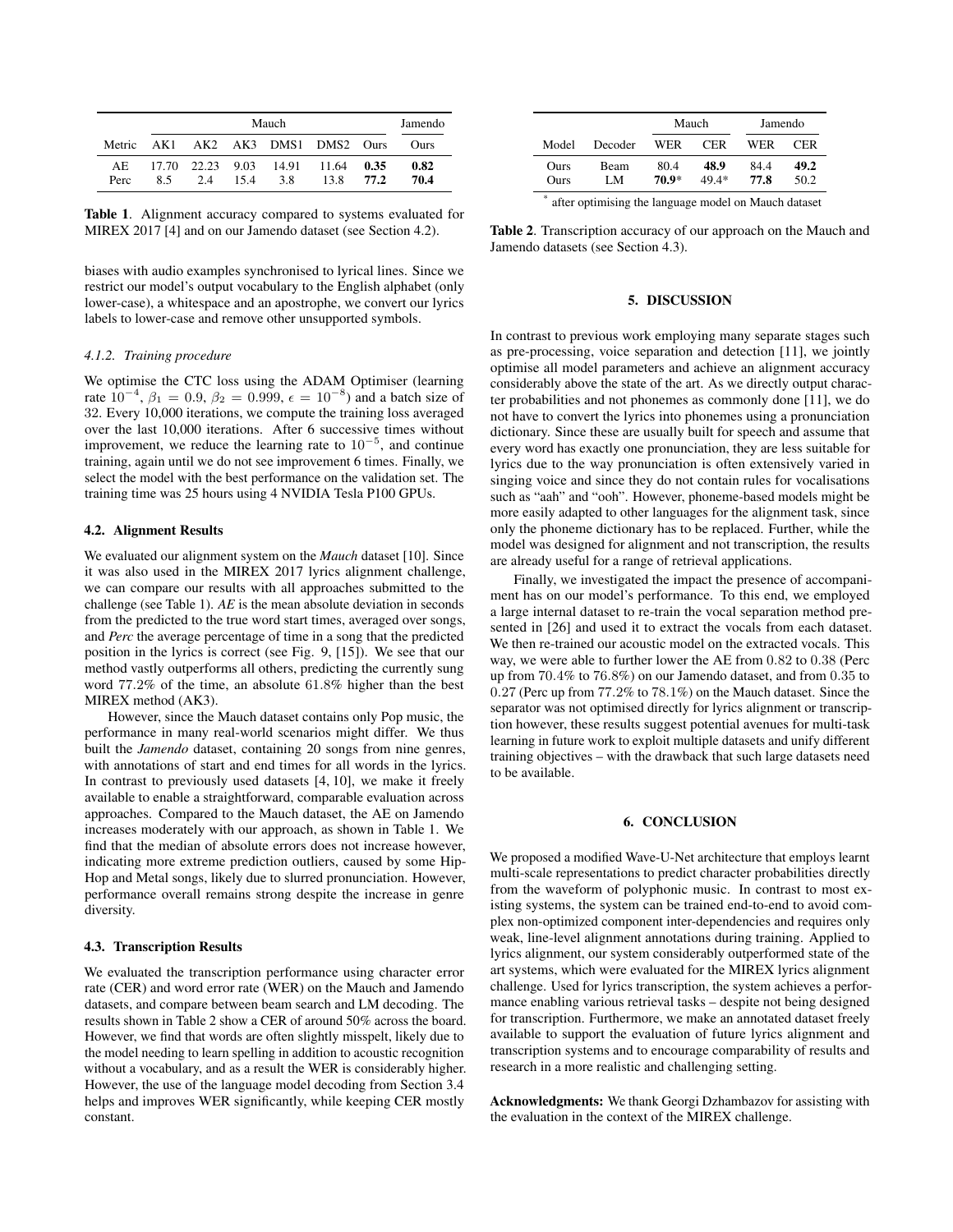| | Mauch | | | | | | Jamendo |
|---|---|---|---|---|---|---|---|
| Metric | AK1 | AK2 | AK3 | DMS1 | DMS2 | Ours | Ours |
| AE | 17.70 | 22.23 | 9.03 | 14.91 | 11.64 | **0.35** | **0.82** |
| Perc | 8.5 | 2.4 | 15.4 | 3.8 | 13.8 | **77.2** | **70.4** |

**Table 1**. Alignment accuracy compared to systems evaluated for MIREX 2017 [4] and on our Jamendo dataset (see Section 4.2).

biases with audio examples synchronised to lyrical lines. Since we restrict our model's output vocabulary to the English alphabet (only lower-case), a whitespace and an apostrophe, we convert our lyrics labels to lower-case and remove other unsupported symbols.

#### *4.1.2. Training procedure*

We optimise the CTC loss using the ADAM Optimiser (learning rate $10^{-4}$, $\beta_1 = 0.9$, $\beta_2 = 0.999$, $\epsilon = 10^{-8}$) and a batch size of 32. Every 10,000 iterations, we compute the training loss averaged over the last 10,000 iterations. After 6 successive times without improvement, we reduce the learning rate to $10^{-5}$, and continue training, again until we do not see improvement 6 times. Finally, we select the model with the best performance on the validation set. The training time was 25 hours using 4 NVIDIA Tesla P100 GPUs.

### 4.2. Alignment Results

We evaluated our alignment system on the *Mauch* dataset [10]. Since it was also used in the MIREX 2017 lyrics alignment challenge, we can compare our results with all approaches submitted to the challenge (see Table 1). *AE* is the mean absolute deviation in seconds from the predicted to the true word start times, averaged over songs, and *Perc* the average percentage of time in a song that the predicted position in the lyrics is correct (see Fig. 9, [15]). We see that our method vastly outperforms all others, predicting the currently sung word 77.2% of the time, an absolute 61.8% higher than the best MIREX method (AK3).

However, since the Mauch dataset contains only Pop music, the performance in many real-world scenarios might differ. We thus built the *Jamendo* dataset, containing 20 songs from nine genres, with annotations of start and end times for all words in the lyrics. In contrast to previously used datasets [4, 10], we make it freely available to enable a straightforward, comparable evaluation across approaches. Compared to the Mauch dataset, the AE on Jamendo increases moderately with our approach, as shown in Table 1. We find that the median of absolute errors does not increase however, indicating more extreme prediction outliers, caused by some Hip-Hop and Metal songs, likely due to slurred pronunciation. However, performance overall remains strong despite the increase in genre diversity.

### 4.3. Transcription Results

We evaluated the transcription performance using character error rate (CER) and word error rate (WER) on the Mauch and Jamendo datasets, and compare between beam search and LM decoding. The results shown in Table 2 show a CER of around 50% across the board. However, we find that words are often slightly misspelt, likely due to the model needing to learn spelling in addition to acoustic recognition without a vocabulary, and as a result the WER is considerably higher. However, the use of the language model decoding from Section 3.4 helps and improves WER significantly, while keeping CER mostly constant.

| | | Mauch | | Jamendo | |
|---|---|---|---|---|---|
| Model | Decoder | WER | CER | WER | CER |
| Ours | Beam | 80.4 | **48.9** | 84.4 | **49.2** |
| Ours | LM | **70.9***| 49.4* | **77.8** | 50.2 |

* after optimising the language model on Mauch dataset

**Table 2**. Transcription accuracy of our approach on the Mauch and Jamendo datasets (see Section 4.3).

## 5. DISCUSSION

In contrast to previous work employing many separate stages such as pre-processing, voice separation and detection [11], we jointly optimise all model parameters and achieve an alignment accuracy considerably above the state of the art. As we directly output character probabilities and not phonemes as commonly done [11], we do not have to convert the lyrics into phonemes using a pronunciation dictionary. Since these are usually built for speech and assume that every word has exactly one pronunciation, they are less suitable for lyrics due to the way pronunciation is often extensively varied in singing voice and since they do not contain rules for vocalisations such as "aah" and "ooh". However, phoneme-based models might be more easily adapted to other languages for the alignment task, since only the phoneme dictionary has to be replaced. Further, while the model was designed for alignment and not transcription, the results are already useful for a range of retrieval applications.

Finally, we investigated the impact the presence of accompaniment has on our model's performance. To this end, we employed a large internal dataset to re-train the vocal separation method presented in [26] and used it to extract the vocals from each dataset. We then re-trained our acoustic model on the extracted vocals. This way, we were able to further lower the AE from 0.82 to 0.38 (Perc up from 70.4% to 76.8%) on our Jamendo dataset, and from 0.35 to 0.27 (Perc up from 77.2% to 78.1%) on the Mauch dataset. Since the separator was not optimised directly for lyrics alignment or transcription however, these results suggest potential avenues for multi-task learning in future work to exploit multiple datasets and unify different training objectives – with the drawback that such large datasets need to be available.

## 6. CONCLUSION

We proposed a modified Wave-U-Net architecture that employs learnt multi-scale representations to predict character probabilities directly from the waveform of polyphonic music. In contrast to most existing systems, the system can be trained end-to-end to avoid complex non-optimized component inter-dependencies and requires only weak, line-level alignment annotations during training. Applied to lyrics alignment, our system considerably outperformed state of the art systems, which were evaluated for the MIREX lyrics alignment challenge. Used for lyrics transcription, the system achieves a performance enabling various retrieval tasks – despite not being designed for transcription. Furthermore, we make an annotated dataset freely available to support the evaluation of future lyrics alignment and transcription systems and to encourage comparability of results and research in a more realistic and challenging setting.

**Acknowledgments:** We thank Georgi Dzhambazov for assisting with the evaluation in the context of the MIREX challenge.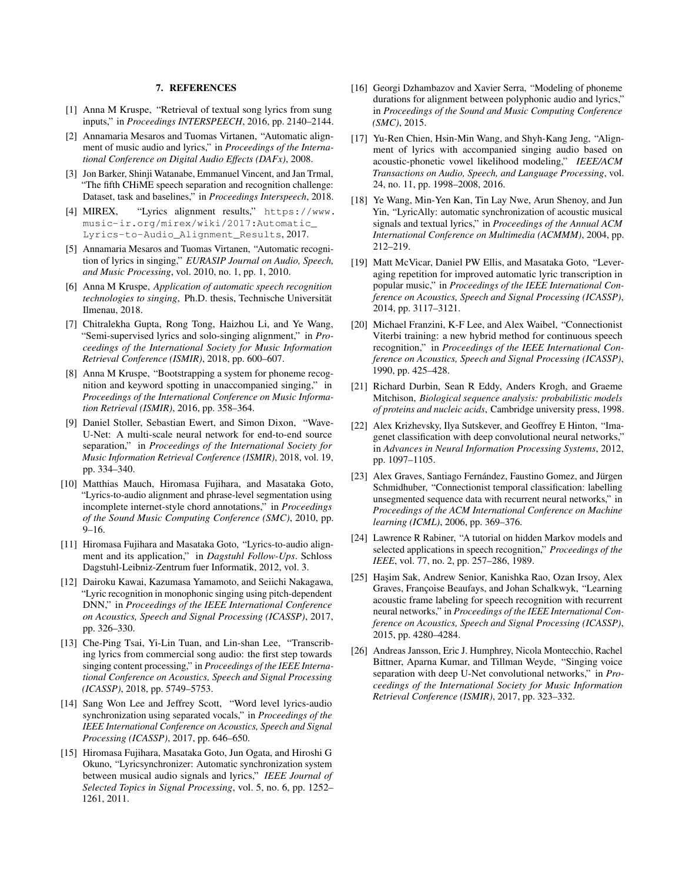## 7. REFERENCES

[1] Anna M Kruspe, "Retrieval of textual song lyrics from sung inputs," in *Proceedings INTERSPEECH*, 2016, pp. 2140–2144.

[2] Annamaria Mesaros and Tuomas Virtanen, "Automatic alignment of music audio and lyrics," in *Proceedings of the International Conference on Digital Audio Effects (DAFx)*, 2008.

[3] Jon Barker, Shinji Watanabe, Emmanuel Vincent, and Jan Trmal, "The fifth CHiME speech separation and recognition challenge: Dataset, task and baselines," in *Proceedings Interspeech*, 2018.

[4] MIREX, "Lyrics alignment results," https://www.music-ir.org/mirex/wiki/2017:Automatic_Lyrics-to-Audio_Alignment_Results, 2017.

[5] Annamaria Mesaros and Tuomas Virtanen, "Automatic recognition of lyrics in singing," *EURASIP Journal on Audio, Speech, and Music Processing*, vol. 2010, no. 1, pp. 1, 2010.

[6] Anna M Kruspe, *Application of automatic speech recognition technologies to singing*, Ph.D. thesis, Technische Universität Ilmenau, 2018.

[7] Chitralekha Gupta, Rong Tong, Haizhou Li, and Ye Wang, "Semi-supervised lyrics and solo-singing alignment," in *Proceedings of the International Society for Music Information Retrieval Conference (ISMIR)*, 2018, pp. 600–607.

[8] Anna M Kruspe, "Bootstrapping a system for phoneme recognition and keyword spotting in unaccompanied singing," in *Proceedings of the International Conference on Music Information Retrieval (ISMIR)*, 2016, pp. 358–364.

[9] Daniel Stoller, Sebastian Ewert, and Simon Dixon, "Wave-U-Net: A multi-scale neural network for end-to-end source separation," in *Proceedings of the International Society for Music Information Retrieval Conference (ISMIR)*, 2018, vol. 19, pp. 334–340.

[10] Matthias Mauch, Hiromasa Fujihara, and Masataka Goto, "Lyrics-to-audio alignment and phrase-level segmentation using incomplete internet-style chord annotations," in *Proceedings of the Sound Music Computing Conference (SMC)*, 2010, pp. 9–16.

[11] Hiromasa Fujihara and Masataka Goto, "Lyrics-to-audio alignment and its application," in *Dagstuhl Follow-Ups*. Schloss Dagstuhl-Leibniz-Zentrum fuer Informatik, 2012, vol. 3.

[12] Dairoku Kawai, Kazumasa Yamamoto, and Seiichi Nakagawa, "Lyric recognition in monophonic singing using pitch-dependent DNN," in *Proceedings of the IEEE International Conference on Acoustics, Speech and Signal Processing (ICASSP)*, 2017, pp. 326–330.

[13] Che-Ping Tsai, Yi-Lin Tuan, and Lin-shan Lee, "Transcribing lyrics from commercial song audio: the first step towards singing content processing," in *Proceedings of the IEEE International Conference on Acoustics, Speech and Signal Processing (ICASSP)*, 2018, pp. 5749–5753.

[14] Sang Won Lee and Jeffrey Scott, "Word level lyrics-audio synchronization using separated vocals," in *Proceedings of the IEEE International Conference on Acoustics, Speech and Signal Processing (ICASSP)*, 2017, pp. 646–650.

[15] Hiromasa Fujihara, Masataka Goto, Jun Ogata, and Hiroshi G Okuno, "Lyricsynchronizer: Automatic synchronization system between musical audio signals and lyrics," *IEEE Journal of Selected Topics in Signal Processing*, vol. 5, no. 6, pp. 1252–1261, 2011.

[16] Georgi Dzhambazov and Xavier Serra, "Modeling of phoneme durations for alignment between polyphonic audio and lyrics," in *Proceedings of the Sound and Music Computing Conference (SMC)*, 2015.

[17] Yu-Ren Chien, Hsin-Min Wang, and Shyh-Kang Jeng, "Alignment of lyrics with accompanied singing audio based on acoustic-phonetic vowel likelihood modeling," *IEEE/ACM Transactions on Audio, Speech, and Language Processing*, vol. 24, no. 11, pp. 1998–2008, 2016.

[18] Ye Wang, Min-Yen Kan, Tin Lay Nwe, Arun Shenoy, and Jun Yin, "LyricAlly: automatic synchronization of acoustic musical signals and textual lyrics," in *Proceedings of the Annual ACM International Conference on Multimedia (ACMMM)*, 2004, pp. 212–219.

[19] Matt McVicar, Daniel PW Ellis, and Masataka Goto, "Leveraging repetition for improved automatic lyric transcription in popular music," in *Proceedings of the IEEE International Conference on Acoustics, Speech and Signal Processing (ICASSP)*, 2014, pp. 3117–3121.

[20] Michael Franzini, K-F Lee, and Alex Waibel, "Connectionist Viterbi training: a new hybrid method for continuous speech recognition," in *Proceedings of the IEEE International Conference on Acoustics, Speech and Signal Processing (ICASSP)*, 1990, pp. 425–428.

[21] Richard Durbin, Sean R Eddy, Anders Krogh, and Graeme Mitchison, *Biological sequence analysis: probabilistic models of proteins and nucleic acids*, Cambridge university press, 1998.

[22] Alex Krizhevsky, Ilya Sutskever, and Geoffrey E Hinton, "Imagenet classification with deep convolutional neural networks," in *Advances in Neural Information Processing Systems*, 2012, pp. 1097–1105.

[23] Alex Graves, Santiago Fernández, Faustino Gomez, and Jürgen Schmidhuber, "Connectionist temporal classification: labelling unsegmented sequence data with recurrent neural networks," in *Proceedings of the ACM International Conference on Machine learning (ICML)*, 2006, pp. 369–376.

[24] Lawrence R Rabiner, "A tutorial on hidden Markov models and selected applications in speech recognition," *Proceedings of the IEEE*, vol. 77, no. 2, pp. 257–286, 1989.

[25] Haşim Sak, Andrew Senior, Kanishka Rao, Ozan Irsoy, Alex Graves, Françoise Beaufays, and Johan Schalkwyk, "Learning acoustic frame labeling for speech recognition with recurrent neural networks," in *Proceedings of the IEEE International Conference on Acoustics, Speech and Signal Processing (ICASSP)*, 2015, pp. 4280–4284.

[26] Andreas Jansson, Eric J. Humphrey, Nicola Montecchio, Rachel Bittner, Aparna Kumar, and Tillman Weyde, "Singing voice separation with deep U-Net convolutional networks," in *Proceedings of the International Society for Music Information Retrieval Conference (ISMIR)*, 2017, pp. 323–332.